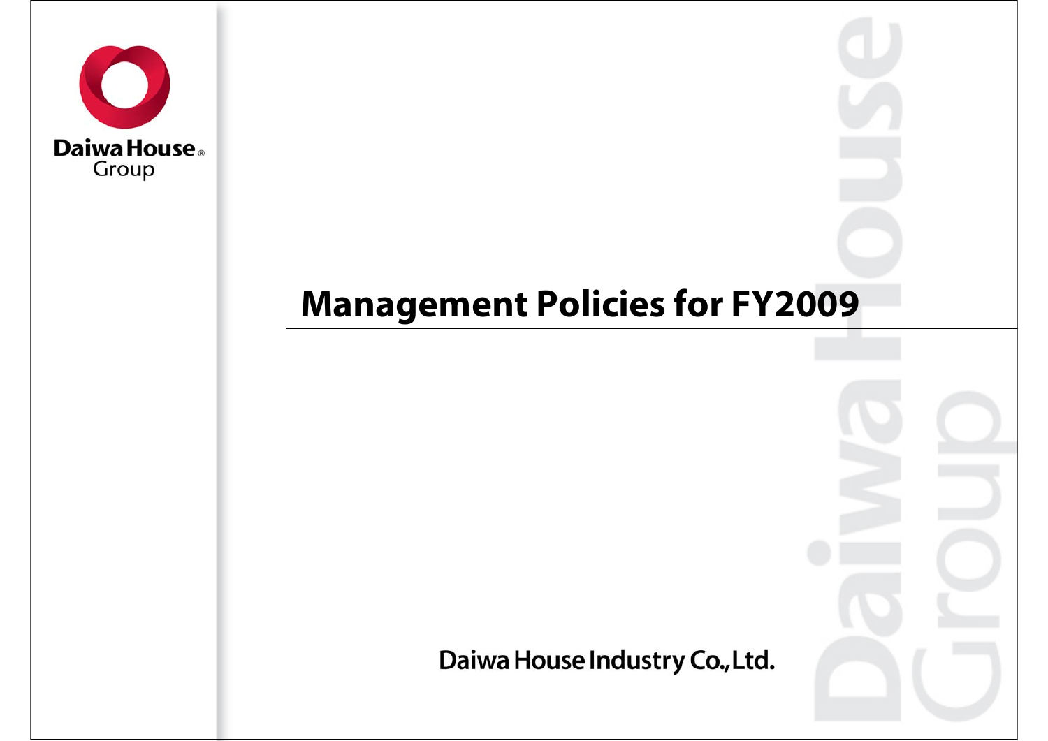# Management Policies for FY2009

Daiwa House Industry Co.,Ltd.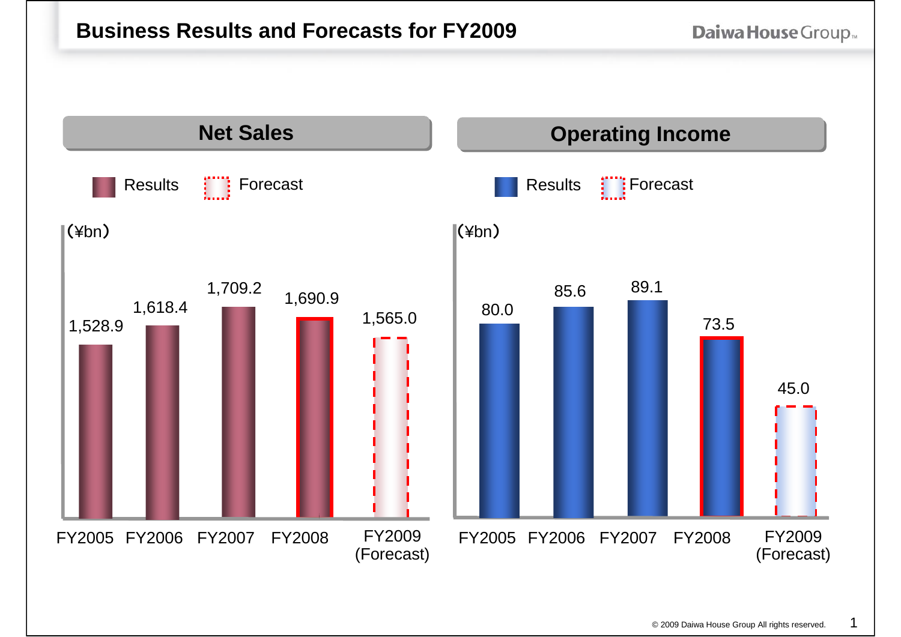# Business Results and Forecasts for FY2009

## Net Sales

Results / Forecast

(¥bn)

| | FY2005 | FY2006 | FY2007 | FY2008 | FY2009 (Forecast) |
|---|---|---|---|---|---|
| Net Sales | 1,528.9 | 1,618.4 | 1,709.2 | 1,690.9 | 1,565.0 |

## Operating Income

Results / Forecast

(¥bn)

| | FY2005 | FY2006 | FY2007 | FY2008 | FY2009 (Forecast) |
|---|---|---|---|---|---|
| Operating Income | 80.0 | 85.6 | 89.1 | 73.5 | 45.0 |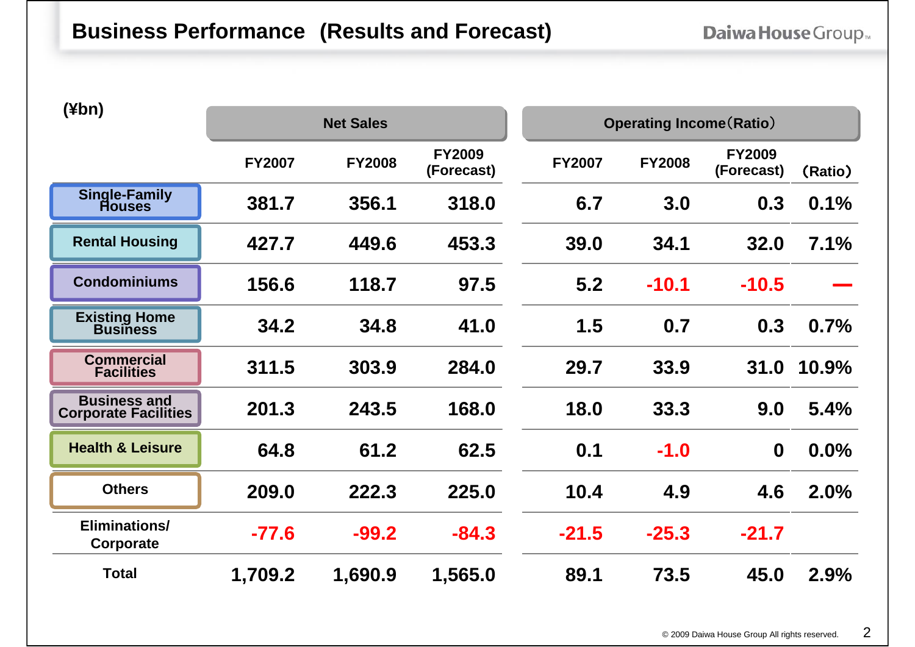# Business Performance (Results and Forecast)

| (¥bn) | Net Sales | | | Operating Income (Ratio) | | | |
|---|---|---|---|---|---|---|---|
| | FY2007 | FY2008 | FY2009 (Forecast) | FY2007 | FY2008 | FY2009 (Forecast) | (Ratio) |
| Single-Family Houses | 381.7 | 356.1 | 318.0 | 6.7 | 3.0 | 0.3 | 0.1% |
| Rental Housing | 427.7 | 449.6 | 453.3 | 39.0 | 34.1 | 32.0 | 7.1% |
| Condominiums | 156.6 | 118.7 | 97.5 | 5.2 | -10.1 | -10.5 | — |
| Existing Home Business | 34.2 | 34.8 | 41.0 | 1.5 | 0.7 | 0.3 | 0.7% |
| Commercial Facilities | 311.5 | 303.9 | 284.0 | 29.7 | 33.9 | 31.0 | 10.9% |
| Business and Corporate Facilities | 201.3 | 243.5 | 168.0 | 18.0 | 33.3 | 9.0 | 5.4% |
| Health & Leisure | 64.8 | 61.2 | 62.5 | 0.1 | -1.0 | 0 | 0.0% |
| Others | 209.0 | 222.3 | 225.0 | 10.4 | 4.9 | 4.6 | 2.0% |
| Eliminations/ Corporate | -77.6 | -99.2 | -84.3 | -21.5 | -25.3 | -21.7 | |
| Total | 1,709.2 | 1,690.9 | 1,565.0 | 89.1 | 73.5 | 45.0 | 2.9% |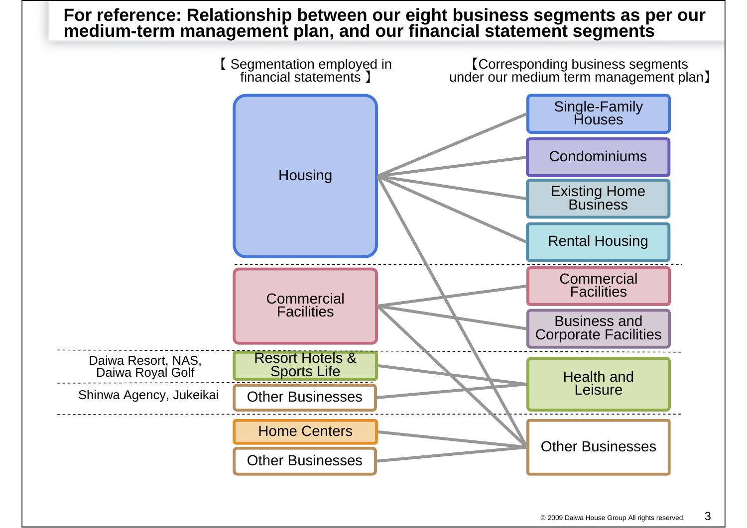# For reference: Relationship between our eight business segments as per our medium-term management plan, and our financial statement segments

| 【Segmentation employed in financial statements】 | 【Corresponding business segments under our medium term management plan】 |
| --- | --- |
| Housing | Single-Family Houses |
| Housing | Condominiums |
| Housing | Existing Home Business |
| Housing | Rental Housing |
| Housing | Other Businesses |
| Commercial Facilities | Commercial Facilities |
| Commercial Facilities | Business and Corporate Facilities |
| Commercial Facilities | Other Businesses |
| Resort Hotels & Sports Life (Daiwa Resort, NAS, Daiwa Royal Golf) | Health and Leisure |
| Other Businesses (Shinwa Agency, Jukeikai) | Health and Leisure |
| Home Centers | Other Businesses |
| Other Businesses | Other Businesses |

© 2009 Daiwa House Group All rights reserved.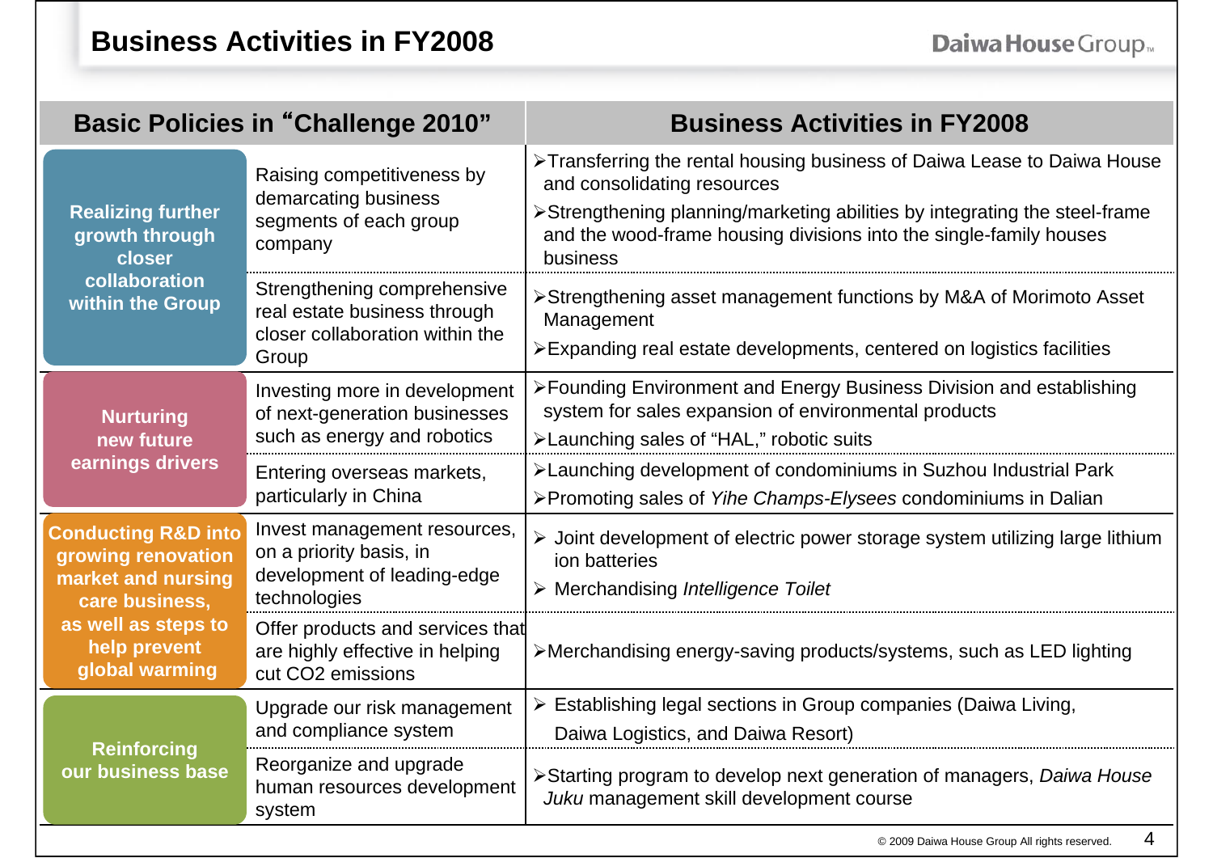# Business Activities in FY2008

| Basic Policies in "Challenge 2010" | | Business Activities in FY2008 |
|---|---|---|
| **Realizing further growth through closer collaboration within the Group** | Raising competitiveness by demarcating business segments of each group company | ➢Transferring the rental housing business of Daiwa Lease to Daiwa House and consolidating resources<br>➢Strengthening planning/marketing abilities by integrating the steel-frame and the wood-frame housing divisions into the single-family houses business |
| | Strengthening comprehensive real estate business through closer collaboration within the Group | ➢Strengthening asset management functions by M&A of Morimoto Asset Management<br>➢Expanding real estate developments, centered on logistics facilities |
| **Nurturing new future earnings drivers** | Investing more in development of next-generation businesses such as energy and robotics | ➢Founding Environment and Energy Business Division and establishing system for sales expansion of environmental products<br>➢Launching sales of "HAL," robotic suits |
| | Entering overseas markets, particularly in China | ➢Launching development of condominiums in Suzhou Industrial Park<br>➢Promoting sales of *Yihe Champs-Elysees* condominiums in Dalian |
| **Conducting R&D into growing renovation market and nursing care business, as well as steps to help prevent global warming** | Invest management resources, on a priority basis, in development of leading-edge technologies | ➢ Joint development of electric power storage system utilizing large lithium ion batteries<br>➢ Merchandising *Intelligence Toilet* |
| | Offer products and services that are highly effective in helping cut $CO_2$ emissions | ➢Merchandising energy-saving products/systems, such as LED lighting |
| **Reinforcing our business base** | Upgrade our risk management and compliance system | ➢ Establishing legal sections in Group companies (Daiwa Living, Daiwa Logistics, and Daiwa Resort) |
| | Reorganize and upgrade human resources development system | ➢Starting program to develop next generation of managers, *Daiwa House Juku* management skill development course |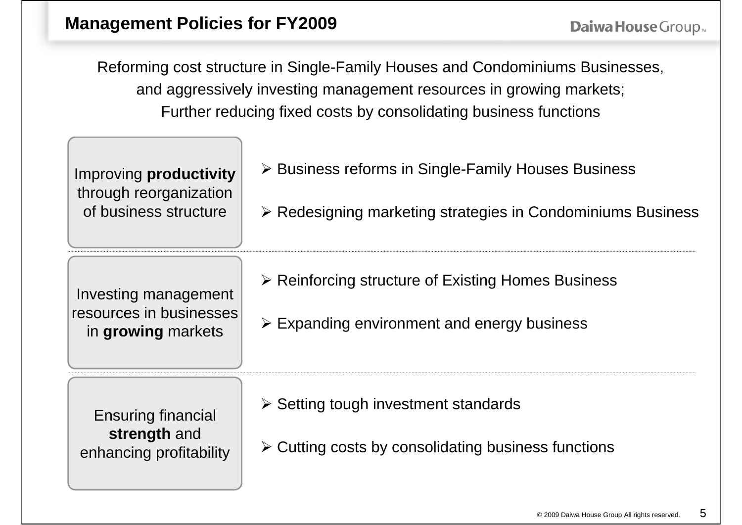# Management Policies for FY2009

Reforming cost structure in Single-Family Houses and Condominiums Businesses, and aggressively investing management resources in growing markets; Further reducing fixed costs by consolidating business functions

| Policy | Initiatives |
| --- | --- |
| Improving **productivity** through reorganization of business structure | Business reforms in Single-Family Houses Business<br>Redesigning marketing strategies in Condominiums Business |
| Investing management resources in businesses in **growing** markets | Reinforcing structure of Existing Homes Business<br>Expanding environment and energy business |
| Ensuring financial **strength** and enhancing profitability | Setting tough investment standards<br>Cutting costs by consolidating business functions |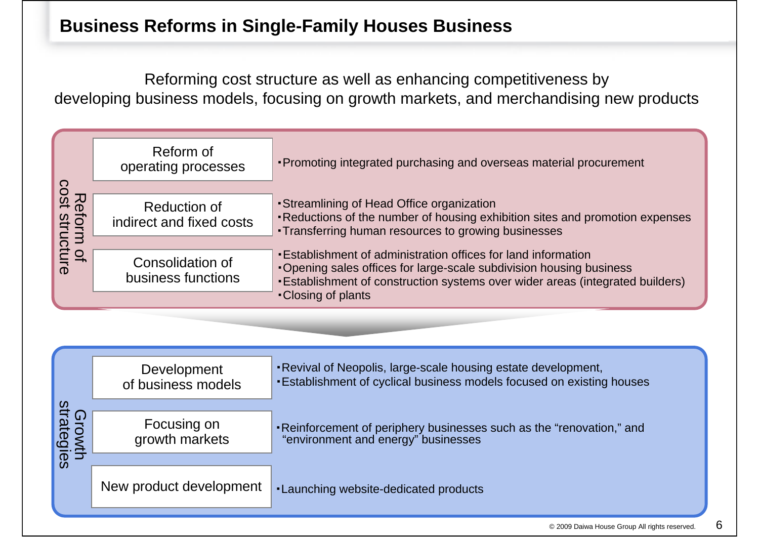# Business Reforms in Single-Family Houses Business

Reforming cost structure as well as enhancing competitiveness by developing business models, focusing on growth markets, and merchandising new products

## Reform of cost structure

| | |
|---|---|
| Reform of operating processes | ･Promoting integrated purchasing and overseas material procurement |
| Reduction of indirect and fixed costs | ･Streamlining of Head Office organization<br>･Reductions of the number of housing exhibition sites and promotion expenses<br>･Transferring human resources to growing businesses |
| Consolidation of business functions | ･Establishment of administration offices for land information<br>･Opening sales offices for large-scale subdivision housing business<br>･Establishment of construction systems over wider areas (integrated builders)<br>･Closing of plants |

## Growth strategies

| | |
|---|---|
| Development of business models | ･Revival of Neopolis, large-scale housing estate development,<br>･Establishment of cyclical business models focused on existing houses |
| Focusing on growth markets | ･Reinforcement of periphery businesses such as the “renovation,” and “environment and energy” businesses |
| New product development | ･Launching website-dedicated products |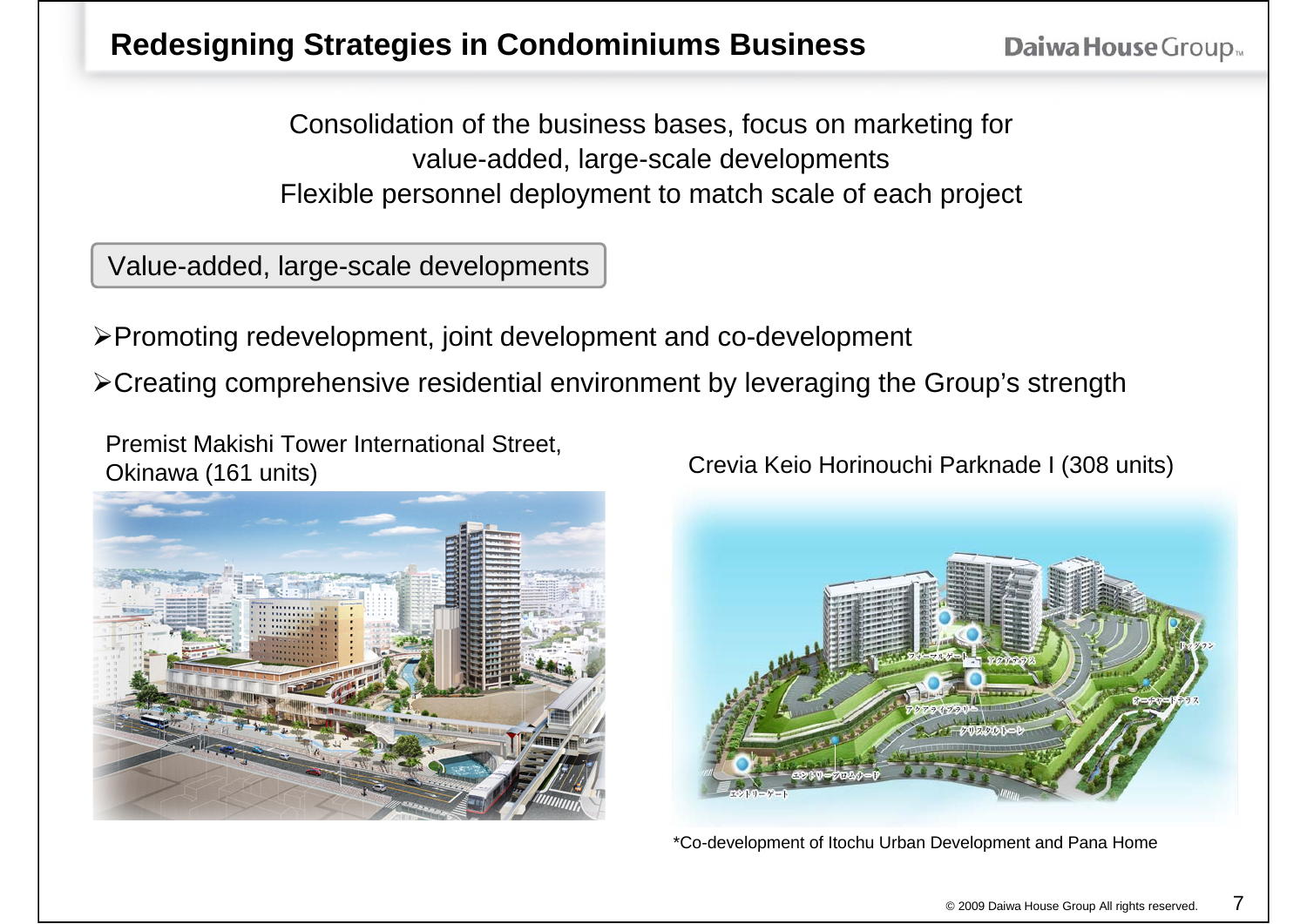# Redesigning Strategies in Condominiums Business

Consolidation of the business bases, focus on marketing for value-added, large-scale developments
Flexible personnel deployment to match scale of each project

## Value-added, large-scale developments

- Promoting redevelopment, joint development and co-development
- Creating comprehensive residential environment by leveraging the Group's strength

Premist Makishi Tower International Street, Okinawa (161 units)

Crevia Keio Horinouchi Parknade I (308 units)

*Co-development of Itochu Urban Development and Pana Home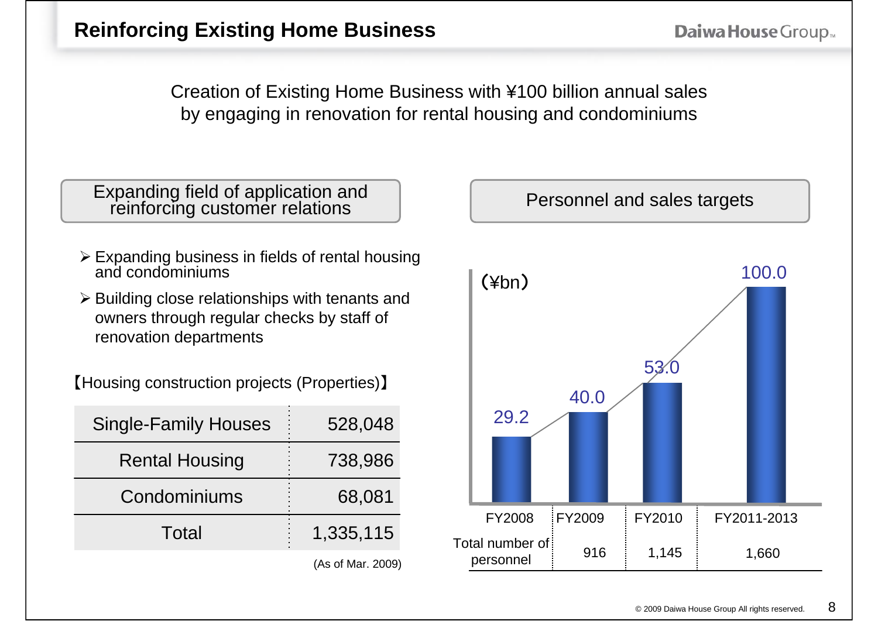# Reinforcing Existing Home Business

Creation of Existing Home Business with ¥100 billion annual sales
by engaging in renovation for rental housing and condominiums

## Expanding field of application and reinforcing customer relations

- Expanding business in fields of rental housing and condominiums
- Building close relationships with tenants and owners through regular checks by staff of renovation departments

【Housing construction projects (Properties)】

| | |
|---|---|
| Single-Family Houses | 528,048 |
| Rental Housing | 738,986 |
| Condominiums | 68,081 |
| Total | 1,335,115 |

(As of Mar. 2009)

## Personnel and sales targets

(¥bn)

| | FY2008 | FY2009 | FY2010 | FY2011-2013 |
|---|---|---|---|---|
| Sales | 29.2 | 40.0 | 53.0 | 100.0 |
| Total number of personnel | | 916 | 1,145 | 1,660 |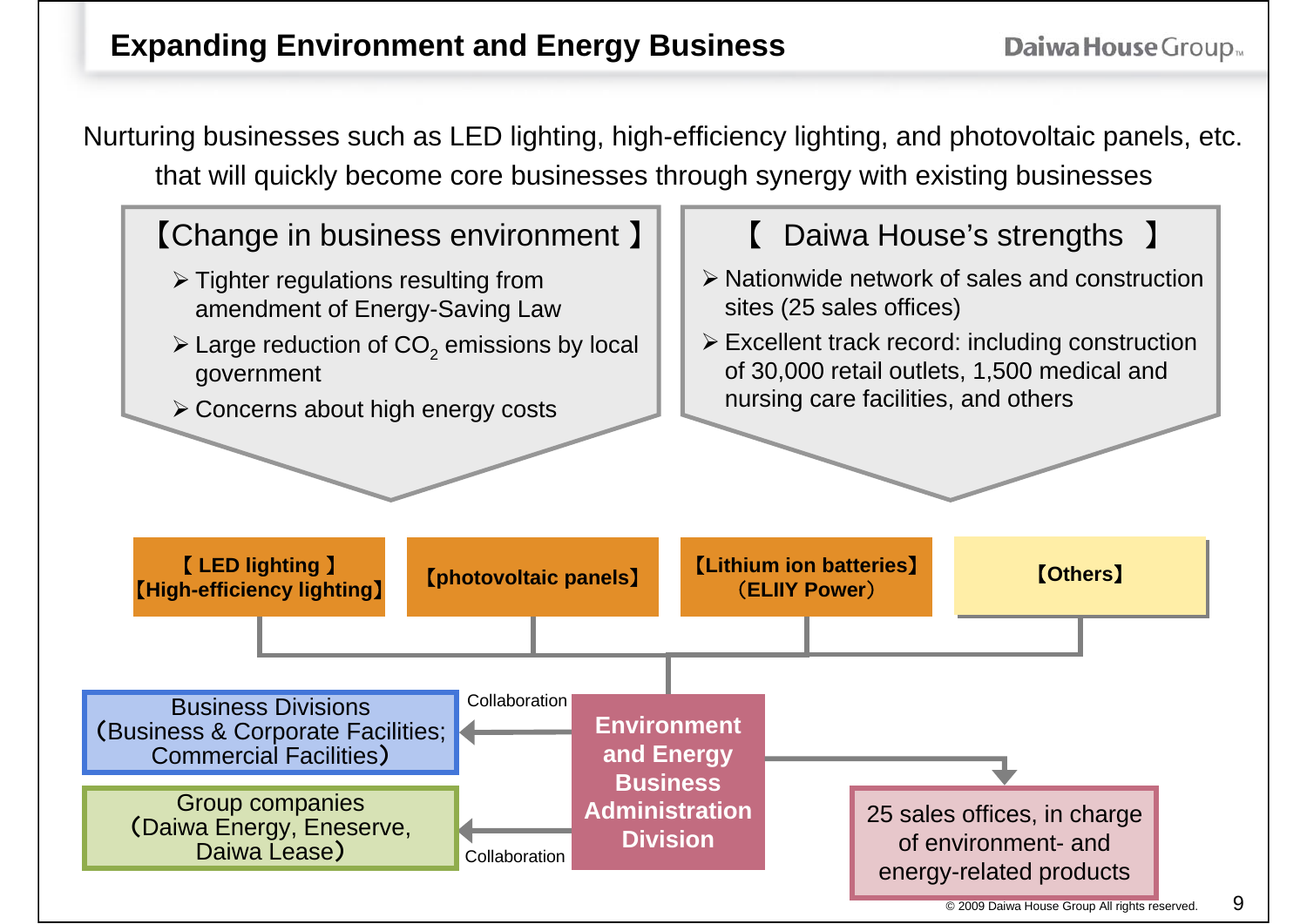# Expanding Environment and Energy Business

Nurturing businesses such as LED lighting, high-efficiency lighting, and photovoltaic panels, etc. that will quickly become core businesses through synergy with existing businesses

## 【Change in business environment】

- Tighter regulations resulting from amendment of Energy-Saving Law
- Large reduction of $CO_2$ emissions by local government
- Concerns about high energy costs

## 【 Daiwa House's strengths 】

- Nationwide network of sales and construction sites (25 sales offices)
- Excellent track record: including construction of 30,000 retail outlets, 1,500 medical and nursing care facilities, and others

**【LED lighting】【High-efficiency lighting】**

**【photovoltaic panels】**

**【Lithium ion batteries】（ELIIY Power）**

**【Others】**

**Environment and Energy Business Administration Division**

- Collaboration → Business Divisions（Business & Corporate Facilities; Commercial Facilities）
- Collaboration → Group companies（Daiwa Energy, Eneserve, Daiwa Lease）
- → 25 sales offices, in charge of environment- and energy-related products

© 2009 Daiwa House Group All rights reserved.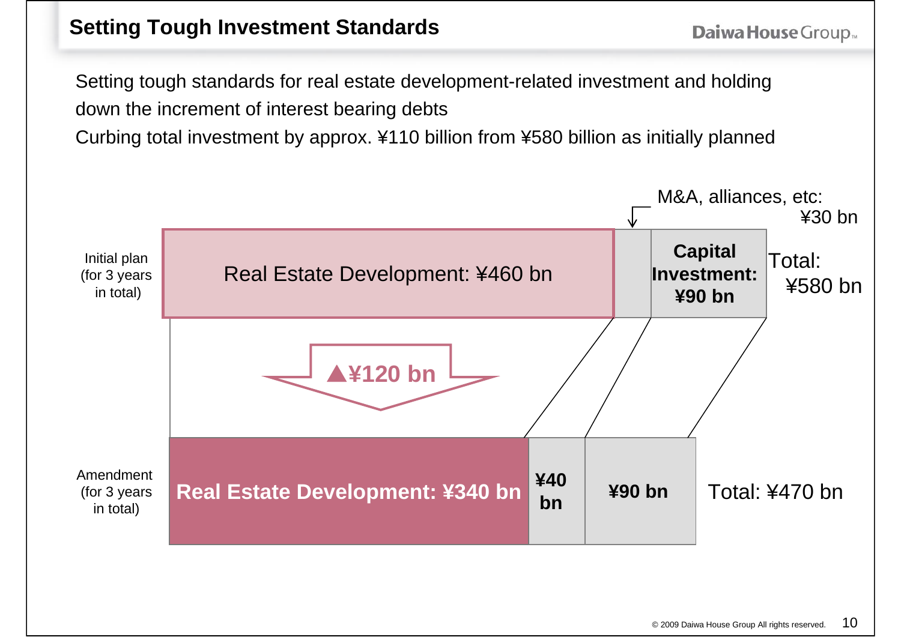# Setting Tough Investment Standards

Setting tough standards for real estate development-related investment and holding down the increment of interest bearing debts

Curbing total investment by approx. ¥110 billion from ¥580 billion as initially planned

| | Real Estate Development | M&A, alliances, etc. | Capital Investment | Total |
|---|---|---|---|---|
| Initial plan (for 3 years in total) | ¥460 bn | ¥30 bn | ¥90 bn | ¥580 bn |
| Amendment (for 3 years in total) | ¥340 bn | ¥40 bn | ¥90 bn | ¥470 bn |

Real Estate Development: ▲¥120 bn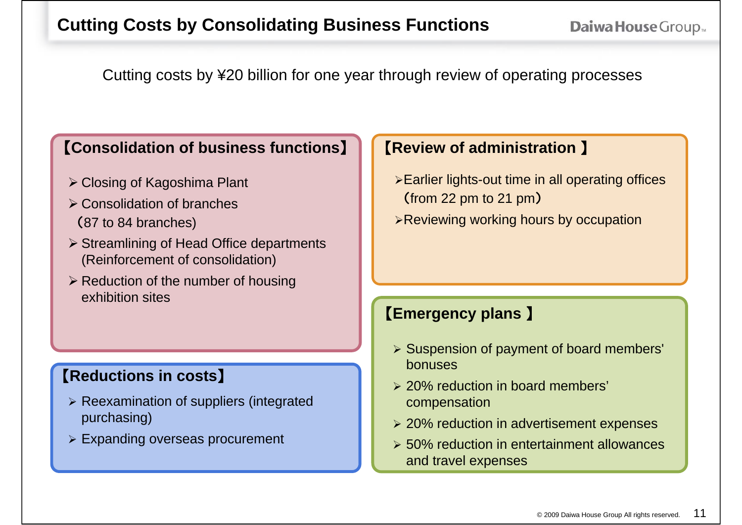# Cutting Costs by Consolidating Business Functions

Cutting costs by ¥20 billion for one year through review of operating processes

## 【Consolidation of business functions】

- Closing of Kagoshima Plant
- Consolidation of branches（87 to 84 branches)
- Streamlining of Head Office departments (Reinforcement of consolidation)
- Reduction of the number of housing exhibition sites

## 【Reductions in costs】

- Reexamination of suppliers (integrated purchasing)
- Expanding overseas procurement

## 【Review of administration 】

- Earlier lights-out time in all operating offices（from 22 pm to 21 pm）
- Reviewing working hours by occupation

## 【Emergency plans 】

- Suspension of payment of board members' bonuses
- 20% reduction in board members' compensation
- 20% reduction in advertisement expenses
- 50% reduction in entertainment allowances and travel expenses

© 2009 Daiwa House Group All rights reserved.